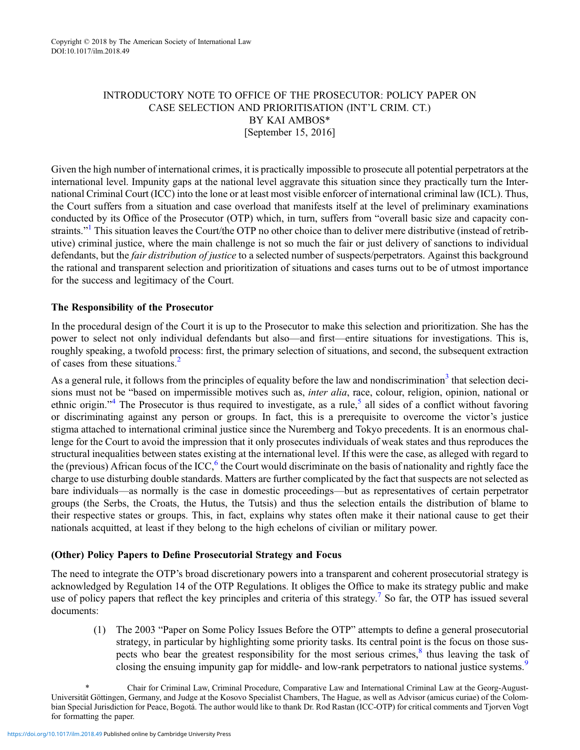# INTRODUCTORY NOTE TO OFFICE OF THE PROSECUTOR: POLICY PAPER ON CASE SELECTION AND PRIORITISATION (INT'L CRIM. CT.)

BY KAI AMBOS*

[September 15, 2016]

Given the high number of international crimes, it is practically impossible to prosecute all potential perpetrators at the international level. Impunity gaps at the national level aggravate this situation since they practically turn the International Criminal Court (ICC) into the lone or at least most visible enforcer of international criminal law (ICL). Thus, the Court suffers from a situation and case overload that manifests itself at the level of preliminary examinations conducted by its Office of the Prosecutor (OTP) which, in turn, suffers from "overall basic size and capacity constraints."[1] This situation leaves the Court/the OTP no other choice than to deliver mere distributive (instead of retributive) criminal justice, where the main challenge is not so much the fair or just delivery of sanctions to individual defendants, but the *fair distribution of justice* to a selected number of suspects/perpetrators. Against this background the rational and transparent selection and prioritization of situations and cases turns out to be of utmost importance for the success and legitimacy of the Court.

## The Responsibility of the Prosecutor

In the procedural design of the Court it is up to the Prosecutor to make this selection and prioritization. She has the power to select not only individual defendants but also—and first—entire situations for investigations. This is, roughly speaking, a twofold process: first, the primary selection of situations, and second, the subsequent extraction of cases from these situations.[2]

As a general rule, it follows from the principles of equality before the law and nondiscrimination[3] that selection decisions must not be "based on impermissible motives such as, *inter alia*, race, colour, religion, opinion, national or ethnic origin."[4] The Prosecutor is thus required to investigate, as a rule,[5] all sides of a conflict without favoring or discriminating against any person or groups. In fact, this is a prerequisite to overcome the victor's justice stigma attached to international criminal justice since the Nuremberg and Tokyo precedents. It is an enormous challenge for the Court to avoid the impression that it only prosecutes individuals of weak states and thus reproduces the structural inequalities between states existing at the international level. If this were the case, as alleged with regard to the (previous) African focus of the ICC,[6] the Court would discriminate on the basis of nationality and rightly face the charge to use disturbing double standards. Matters are further complicated by the fact that suspects are not selected as bare individuals—as normally is the case in domestic proceedings—but as representatives of certain perpetrator groups (the Serbs, the Croats, the Hutus, the Tutsis) and thus the selection entails the distribution of blame to their respective states or groups. This, in fact, explains why states often make it their national cause to get their nationals acquitted, at least if they belong to the high echelons of civilian or military power.

## (Other) Policy Papers to Define Prosecutorial Strategy and Focus

The need to integrate the OTP's broad discretionary powers into a transparent and coherent prosecutorial strategy is acknowledged by Regulation 14 of the OTP Regulations. It obliges the Office to make its strategy public and make use of policy papers that reflect the key principles and criteria of this strategy.[7] So far, the OTP has issued several documents:

(1) The 2003 "Paper on Some Policy Issues Before the OTP" attempts to define a general prosecutorial strategy, in particular by highlighting some priority tasks. Its central point is the focus on those suspects who bear the greatest responsibility for the most serious crimes,[8] thus leaving the task of closing the ensuing impunity gap for middle- and low-rank perpetrators to national justice systems.[9]

\* Chair for Criminal Law, Criminal Procedure, Comparative Law and International Criminal Law at the Georg-August-Universität Göttingen, Germany, and Judge at the Kosovo Specialist Chambers, The Hague, as well as Advisor (amicus curiae) of the Colombian Special Jurisdiction for Peace, Bogotá. The author would like to thank Dr. Rod Rastan (ICC-OTP) for critical comments and Tjorven Vogt for formatting the paper.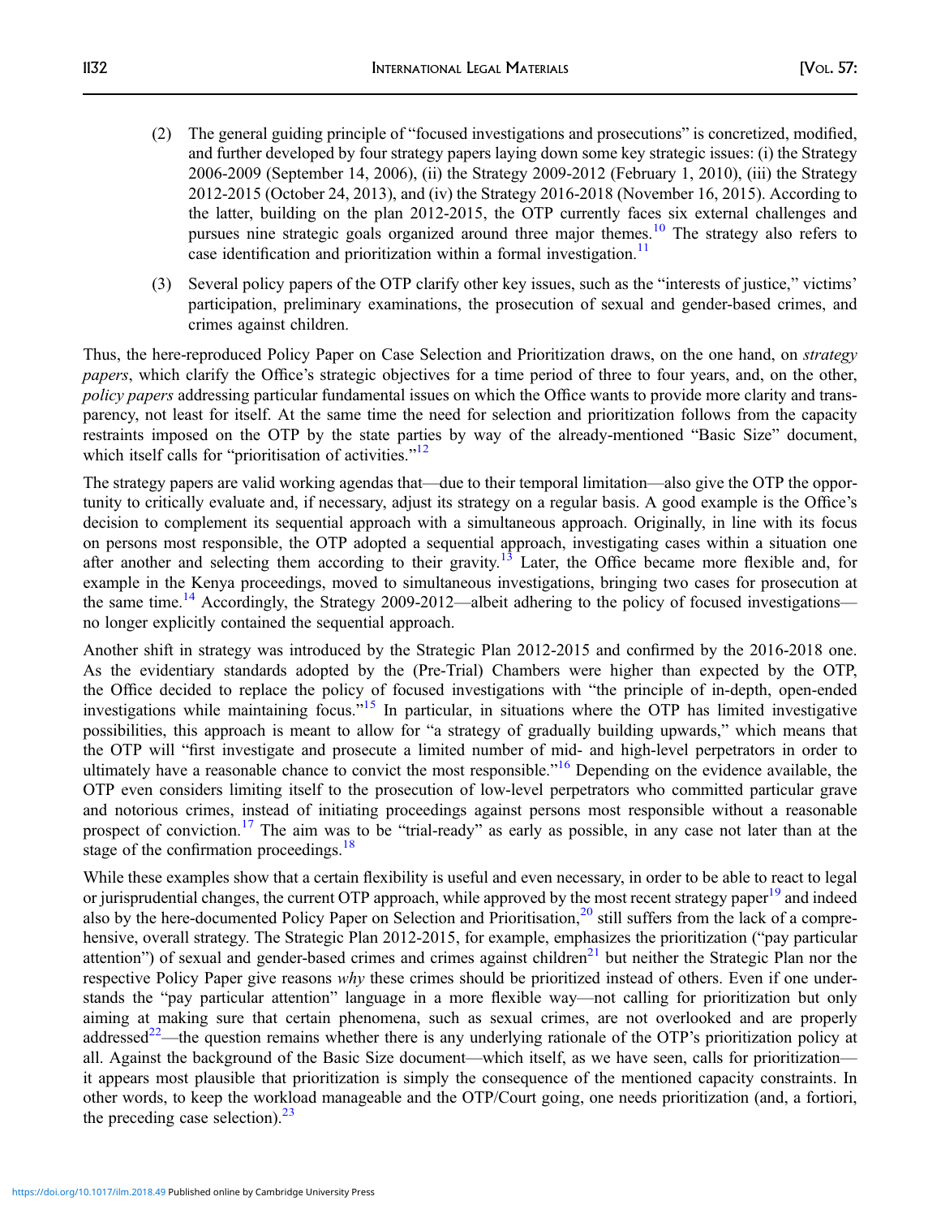(2) The general guiding principle of "focused investigations and prosecutions" is concretized, modified, and further developed by four strategy papers laying down some key strategic issues: (i) the Strategy 2006-2009 (September 14, 2006), (ii) the Strategy 2009-2012 (February 1, 2010), (iii) the Strategy 2012-2015 (October 24, 2013), and (iv) the Strategy 2016-2018 (November 16, 2015). According to the latter, building on the plan 2012-2015, the OTP currently faces six external challenges and pursues nine strategic goals organized around three major themes.[10] The strategy also refers to case identification and prioritization within a formal investigation.[11]

(3) Several policy papers of the OTP clarify other key issues, such as the "interests of justice," victims' participation, preliminary examinations, the prosecution of sexual and gender-based crimes, and crimes against children.

Thus, the here-reproduced Policy Paper on Case Selection and Prioritization draws, on the one hand, on *strategy papers*, which clarify the Office's strategic objectives for a time period of three to four years, and, on the other, *policy papers* addressing particular fundamental issues on which the Office wants to provide more clarity and transparency, not least for itself. At the same time the need for selection and prioritization follows from the capacity restraints imposed on the OTP by the state parties by way of the already-mentioned "Basic Size" document, which itself calls for "prioritisation of activities."[12]

The strategy papers are valid working agendas that—due to their temporal limitation—also give the OTP the opportunity to critically evaluate and, if necessary, adjust its strategy on a regular basis. A good example is the Office's decision to complement its sequential approach with a simultaneous approach. Originally, in line with its focus on persons most responsible, the OTP adopted a sequential approach, investigating cases within a situation one after another and selecting them according to their gravity.[13] Later, the Office became more flexible and, for example in the Kenya proceedings, moved to simultaneous investigations, bringing two cases for prosecution at the same time.[14] Accordingly, the Strategy 2009-2012—albeit adhering to the policy of focused investigations—no longer explicitly contained the sequential approach.

Another shift in strategy was introduced by the Strategic Plan 2012-2015 and confirmed by the 2016-2018 one. As the evidentiary standards adopted by the (Pre-Trial) Chambers were higher than expected by the OTP, the Office decided to replace the policy of focused investigations with "the principle of in-depth, open-ended investigations while maintaining focus."[15] In particular, in situations where the OTP has limited investigative possibilities, this approach is meant to allow for "a strategy of gradually building upwards," which means that the OTP will "first investigate and prosecute a limited number of mid- and high-level perpetrators in order to ultimately have a reasonable chance to convict the most responsible."[16] Depending on the evidence available, the OTP even considers limiting itself to the prosecution of low-level perpetrators who committed particular grave and notorious crimes, instead of initiating proceedings against persons most responsible without a reasonable prospect of conviction.[17] The aim was to be "trial-ready" as early as possible, in any case not later than at the stage of the confirmation proceedings.[18]

While these examples show that a certain flexibility is useful and even necessary, in order to be able to react to legal or jurisprudential changes, the current OTP approach, while approved by the most recent strategy paper[19] and indeed also by the here-documented Policy Paper on Selection and Prioritisation,[20] still suffers from the lack of a comprehensive, overall strategy. The Strategic Plan 2012-2015, for example, emphasizes the prioritization ("pay particular attention") of sexual and gender-based crimes and crimes against children[21] but neither the Strategic Plan nor the respective Policy Paper give reasons *why* these crimes should be prioritized instead of others. Even if one understands the "pay particular attention" language in a more flexible way—not calling for prioritization but only aiming at making sure that certain phenomena, such as sexual crimes, are not overlooked and are properly addressed[22]—the question remains whether there is any underlying rationale of the OTP's prioritization policy at all. Against the background of the Basic Size document—which itself, as we have seen, calls for prioritization—it appears most plausible that prioritization is simply the consequence of the mentioned capacity constraints. In other words, to keep the workload manageable and the OTP/Court going, one needs prioritization (and, a fortiori, the preceding case selection).[23]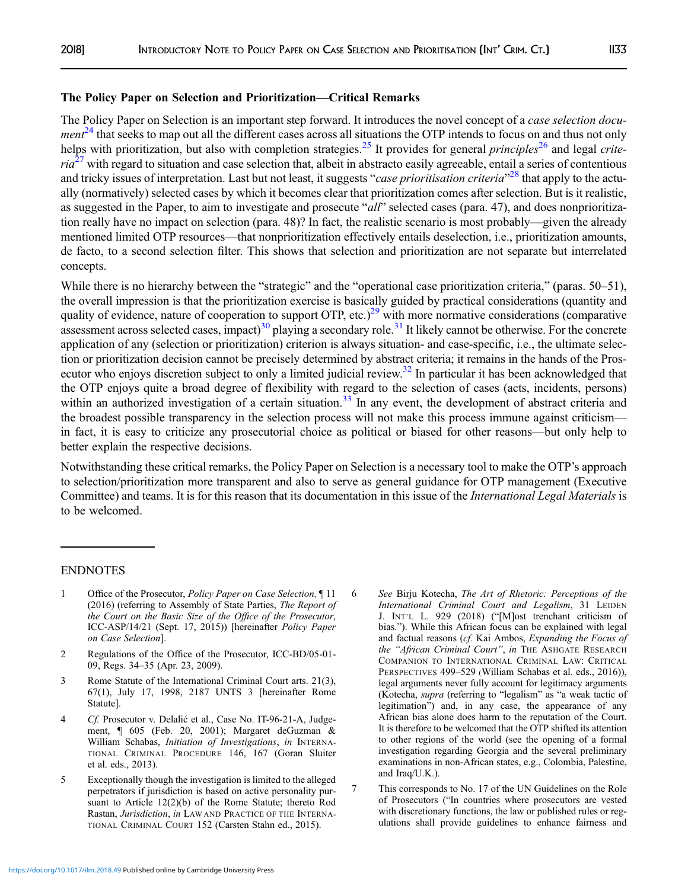### The Policy Paper on Selection and Prioritization—Critical Remarks

The Policy Paper on Selection is an important step forward. It introduces the novel concept of a *case selection document*[24] that seeks to map out all the different cases across all situations the OTP intends to focus on and thus not only helps with prioritization, but also with completion strategies.[25] It provides for general *principles*[26] and legal *criteria*[27] with regard to situation and case selection that, albeit in abstracto easily agreeable, entail a series of contentious and tricky issues of interpretation. Last but not least, it suggests "*case prioritisation criteria*"[28] that apply to the actually (normatively) selected cases by which it becomes clear that prioritization comes after selection. But is it realistic, as suggested in the Paper, to aim to investigate and prosecute "*all*" selected cases (para. 47), and does nonprioritization really have no impact on selection (para. 48)? In fact, the realistic scenario is most probably—given the already mentioned limited OTP resources—that nonprioritization effectively entails deselection, i.e., prioritization amounts, de facto, to a second selection filter. This shows that selection and prioritization are not separate but interrelated concepts.

While there is no hierarchy between the "strategic" and the "operational case prioritization criteria," (paras. 50–51), the overall impression is that the prioritization exercise is basically guided by practical considerations (quantity and quality of evidence, nature of cooperation to support OTP, etc.)[29] with more normative considerations (comparative assessment across selected cases, impact)[30] playing a secondary role.[31] It likely cannot be otherwise. For the concrete application of any (selection or prioritization) criterion is always situation- and case-specific, i.e., the ultimate selection or prioritization decision cannot be precisely determined by abstract criteria; it remains in the hands of the Prosecutor who enjoys discretion subject to only a limited judicial review.[32] In particular it has been acknowledged that the OTP enjoys quite a broad degree of flexibility with regard to the selection of cases (acts, incidents, persons) within an authorized investigation of a certain situation.[33] In any event, the development of abstract criteria and the broadest possible transparency in the selection process will not make this process immune against criticism—in fact, it is easy to criticize any prosecutorial choice as political or biased for other reasons—but only help to better explain the respective decisions.

Notwithstanding these critical remarks, the Policy Paper on Selection is a necessary tool to make the OTP's approach to selection/prioritization more transparent and also to serve as general guidance for OTP management (Executive Committee) and teams. It is for this reason that its documentation in this issue of the *International Legal Materials* is to be welcomed.

---

### ENDNOTES

1. Office of the Prosecutor, *Policy Paper on Case Selection*, ¶ 11 (2016) (referring to Assembly of State Parties, *The Report of the Court on the Basic Size of the Office of the Prosecutor*, ICC-ASP/14/21 (Sept. 17, 2015)) [hereinafter *Policy Paper on Case Selection*].

2. Regulations of the Office of the Prosecutor, ICC-BD/05-01-09, Regs. 34–35 (Apr. 23, 2009).

3. Rome Statute of the International Criminal Court arts. 21(3), 67(1), July 17, 1998, 2187 UNTS 3 [hereinafter Rome Statute].

4. *Cf.* Prosecutor v. Delalić et al., Case No. IT-96-21-A, Judgement, ¶ 605 (Feb. 20, 2001); Margaret deGuzman & William Schabas, *Initiation of Investigations*, *in* International Criminal Procedure 146, 167 (Goran Sluiter et al. eds., 2013).

5. Exceptionally though the investigation is limited to the alleged perpetrators if jurisdiction is based on active personality pursuant to Article 12(2)(b) of the Rome Statute; thereto Rod Rastan, *Jurisdiction*, *in* Law and Practice of the International Criminal Court 152 (Carsten Stahn ed., 2015).

6. *See* Birju Kotecha, *The Art of Rhetoric: Perceptions of the International Criminal Court and Legalism*, 31 Leiden J. Int'l L. 929 (2018) ("[M]ost trenchant criticism of bias."). While this African focus can be explained with legal and factual reasons (*cf.* Kai Ambos, *Expanding the Focus of the "African Criminal Court"*, *in* The Ashgate Research Companion to International Criminal Law: Critical Perspectives 499–529 (William Schabas et al. eds., 2016)), legal arguments never fully account for legitimacy arguments (Kotecha, *supra* (referring to "legalism" as "a weak tactic of legitimation") and, in any case, the appearance of any African bias alone does harm to the reputation of the Court. It is therefore to be welcomed that the OTP shifted its attention to other regions of the world (see the opening of a formal investigation regarding Georgia and the several preliminary examinations in non-African states, e.g., Colombia, Palestine, and Iraq/U.K.).

7. This corresponds to No. 17 of the UN Guidelines on the Role of Prosecutors ("In countries where prosecutors are vested with discretionary functions, the law or published rules or regulations shall provide guidelines to enhance fairness and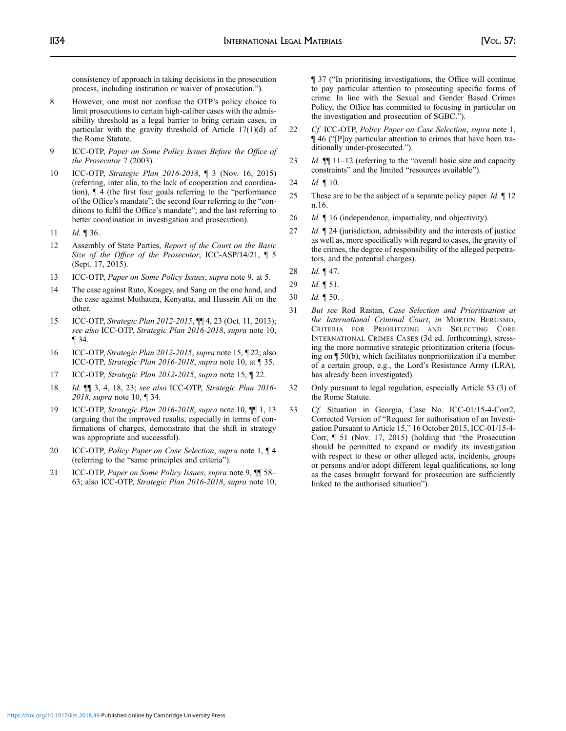consistency of approach in taking decisions in the prosecution process, including institution or waiver of prosecution.").

8 However, one must not confuse the OTP's policy choice to limit prosecutions to certain high-caliber cases with the admissibility threshold as a legal barrier to bring certain cases, in particular with the gravity threshold of Article 17(1)(d) of the Rome Statute.

9 ICC-OTP, *Paper on Some Policy Issues Before the Office of the Prosecutor* 7 (2003).

10 ICC-OTP, *Strategic Plan 2016-2018*, ¶ 3 (Nov. 16, 2015) (referring, inter alia, to the lack of cooperation and coordination), ¶ 4 (the first four goals referring to the "performance of the Office's mandate"; the second four referring to the "conditions to fulfil the Office's mandate"; and the last referring to better coordination in investigation and prosecution).

11 *Id.* ¶ 36.

12 Assembly of State Parties, *Report of the Court on the Basic Size of the Office of the Prosecutor*, ICC-ASP/14/21, ¶ 5 (Sept. 17, 2015).

13 ICC-OTP, *Paper on Some Policy Issues*, *supra* note 9, at 5.

14 The case against Ruto, Kosgey, and Sang on the one hand, and the case against Muthaura, Kenyatta, and Hussein Ali on the other.

15 ICC-OTP, *Strategic Plan 2012-2015*, ¶¶ 4, 23 (Oct. 11, 2013); *see also* ICC-OTP, *Strategic Plan 2016-2018*, *supra* note 10, ¶ 34.

16 ICC-OTP, *Strategic Plan 2012-2015*, *supra* note 15, ¶ 22; also ICC-OTP, *Strategic Plan 2016-2018*, *supra* note 10, at ¶ 35.

17 ICC-OTP, *Strategic Plan 2012-2015*, *supra* note 15, ¶ 22.

18 *Id.* ¶¶ 3, 4, 18, 23; *see also* ICC-OTP, *Strategic Plan 2016-2018*, *supra* note 10, ¶ 34.

19 ICC-OTP, *Strategic Plan 2016-2018*, *supra* note 10, ¶¶ 1, 13 (arguing that the improved results, especially in terms of confirmations of charges, demonstrate that the shift in strategy was appropriate and successful).

20 ICC-OTP, *Policy Paper on Case Selection*, *supra* note 1, ¶ 4 (referring to the "same principles and criteria").

21 ICC-OTP, *Paper on Some Policy Issues*, *supra* note 9, ¶¶ 58–63; also ICC-OTP, *Strategic Plan 2016-2018*, *supra* note 10, ¶ 37 ("In prioritising investigations, the Office will continue to pay particular attention to prosecuting specific forms of crime. In line with the Sexual and Gender Based Crimes Policy, the Office has committed to focusing in particular on the investigation and prosecution of SGBC.").

22 *Cf.* ICC-OTP, *Policy Paper on Case Selection*, *supra* note 1, ¶ 46 ("[P]ay particular attention to crimes that have been traditionally under-prosecuted.").

23 *Id.* ¶¶ 11–12 (referring to the "overall basic size and capacity constraints" and the limited "resources available").

24 *Id.* ¶ 10.

25 These are to be the subject of a separate policy paper. *Id.* ¶ 12 n.16.

26 *Id.* ¶ 16 (independence, impartiality, and objectivity).

27 *Id.* ¶ 24 (jurisdiction, admissibility and the interests of justice as well as, more specifically with regard to cases, the gravity of the crimes, the degree of responsibility of the alleged perpetrators, and the potential charges).

28 *Id.* ¶ 47.

29 *Id.* ¶ 51.

30 *Id.* ¶ 50.

31 *But see* Rod Rastan, *Case Selection and Prioritisation at the International Criminal Court*, *in* MORTEN BERGSMO, CRITERIA FOR PRIORITIZING AND SELECTING CORE INTERNATIONAL CRIMES CASES (3d ed. forthcoming), stressing the more normative strategic prioritization criteria (focusing on ¶ 50(b), which facilitates nonprioritization if a member of a certain group, e.g., the Lord's Resistance Army (LRA), has already been investigated).

32 Only pursuant to legal regulation, especially Article 53 (3) of the Rome Statute.

33 *Cf.* Situation in Georgia, Case No. ICC-01/15-4-Corr2, Corrected Version of "Request for authorisation of an Investigation Pursuant to Article 15," 16 October 2015, ICC-01/15-4-Corr, ¶ 51 (Nov. 17, 2015) (holding that "the Prosecution should be permitted to expand or modify its investigation with respect to these or other alleged acts, incidents, groups or persons and/or adopt different legal qualifications, so long as the cases brought forward for prosecution are sufficiently linked to the authorised situation").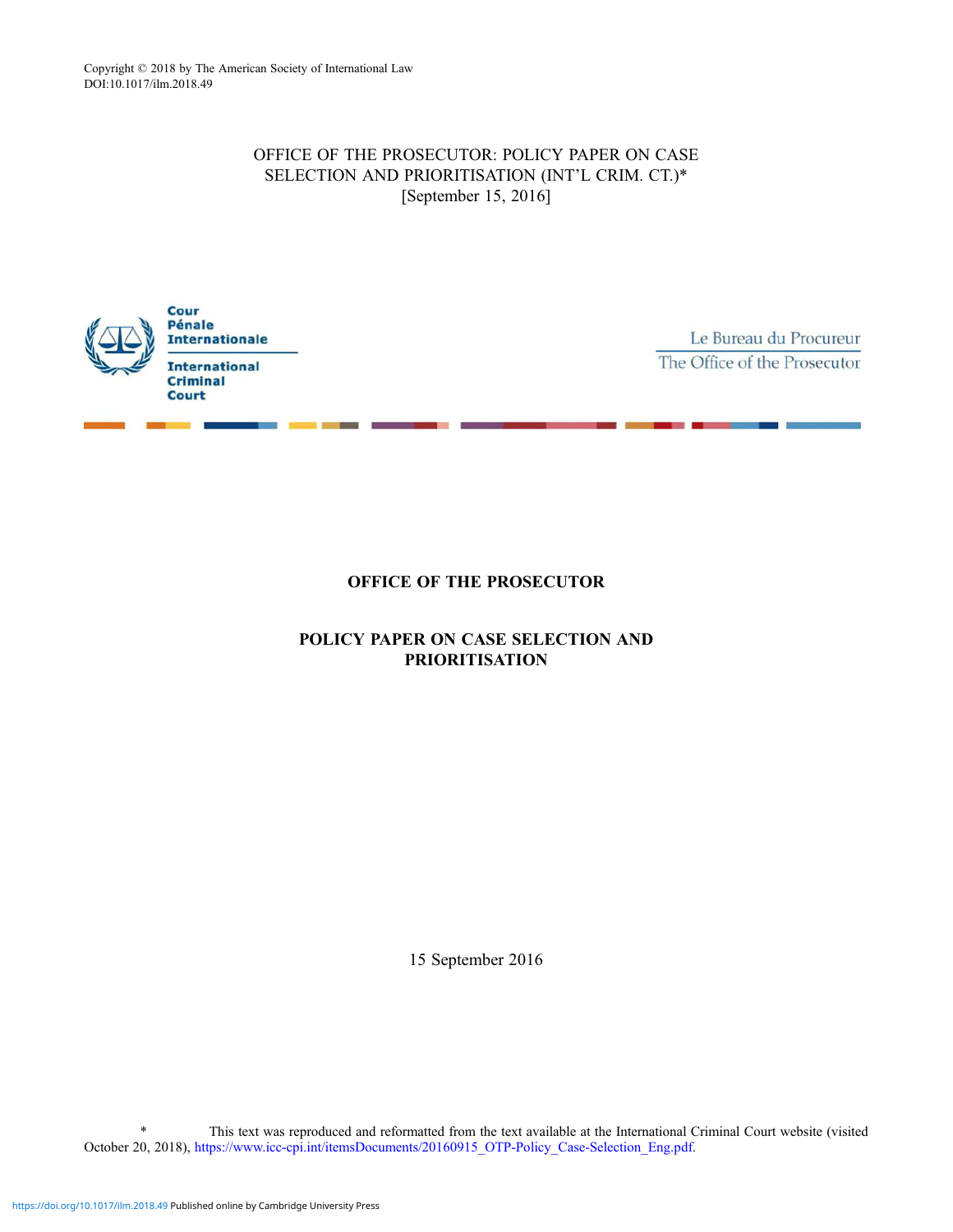Copyright © 2018 by The American Society of International Law
DOI:10.1017/ilm.2018.49

OFFICE OF THE PROSECUTOR: POLICY PAPER ON CASE SELECTION AND PRIORITISATION (INT'L CRIM. CT.)*
[September 15, 2016]

Cour Pénale Internationale

International Criminal Court

Le Bureau du Procureur
The Office of the Prosecutor

# OFFICE OF THE PROSECUTOR

## POLICY PAPER ON CASE SELECTION AND PRIORITISATION

15 September 2016

* This text was reproduced and reformatted from the text available at the International Criminal Court website (visited October 20, 2018), https://www.icc-cpi.int/itemsDocuments/20160915_OTP-Policy_Case-Selection_Eng.pdf.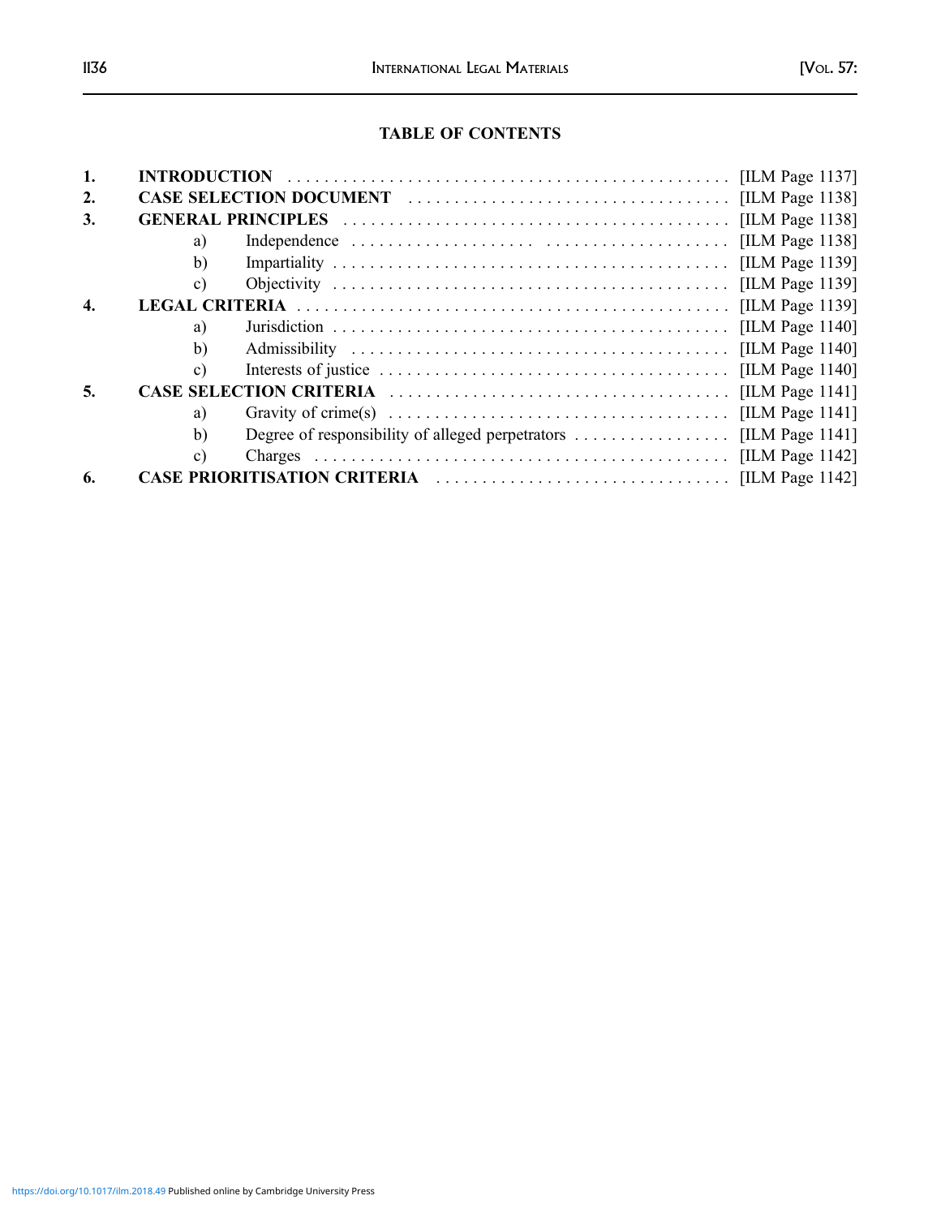## TABLE OF CONTENTS

| | | | |
|---|---|---|---|
| **1.** | **INTRODUCTION** | | [ILM Page 1137] |
| **2.** | **CASE SELECTION DOCUMENT** | | [ILM Page 1138] |
| **3.** | **GENERAL PRINCIPLES** | | [ILM Page 1138] |
| | a) | Independence | [ILM Page 1138] |
| | b) | Impartiality | [ILM Page 1139] |
| | c) | Objectivity | [ILM Page 1139] |
| **4.** | **LEGAL CRITERIA** | | [ILM Page 1139] |
| | a) | Jurisdiction | [ILM Page 1140] |
| | b) | Admissibility | [ILM Page 1140] |
| | c) | Interests of justice | [ILM Page 1140] |
| **5.** | **CASE SELECTION CRITERIA** | | [ILM Page 1141] |
| | a) | Gravity of crime(s) | [ILM Page 1141] |
| | b) | Degree of responsibility of alleged perpetrators | [ILM Page 1141] |
| | c) | Charges | [ILM Page 1142] |
| **6.** | **CASE PRIORITISATION CRITERIA** | | [ILM Page 1142] |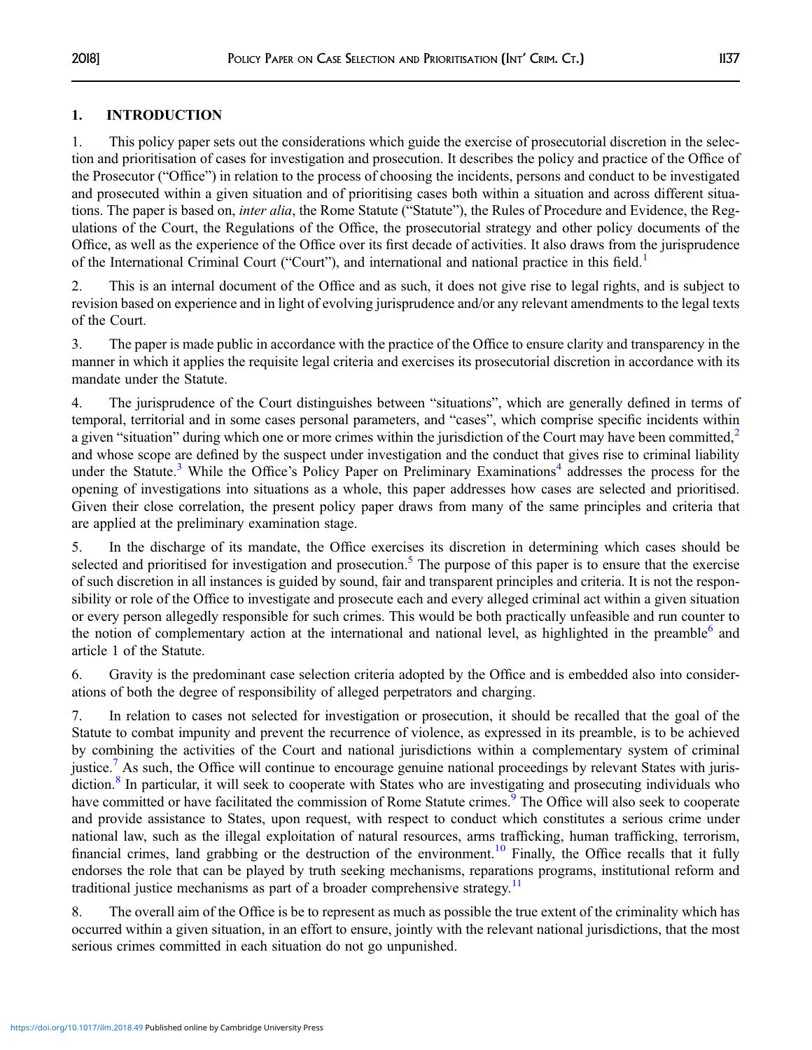## 1. INTRODUCTION

1. This policy paper sets out the considerations which guide the exercise of prosecutorial discretion in the selection and prioritisation of cases for investigation and prosecution. It describes the policy and practice of the Office of the Prosecutor ("Office") in relation to the process of choosing the incidents, persons and conduct to be investigated and prosecuted within a given situation and of prioritising cases both within a situation and across different situations. The paper is based on, *inter alia*, the Rome Statute ("Statute"), the Rules of Procedure and Evidence, the Regulations of the Court, the Regulations of the Office, the prosecutorial strategy and other policy documents of the Office, as well as the experience of the Office over its first decade of activities. It also draws from the jurisprudence of the International Criminal Court ("Court"), and international and national practice in this field.[1]

2. This is an internal document of the Office and as such, it does not give rise to legal rights, and is subject to revision based on experience and in light of evolving jurisprudence and/or any relevant amendments to the legal texts of the Court.

3. The paper is made public in accordance with the practice of the Office to ensure clarity and transparency in the manner in which it applies the requisite legal criteria and exercises its prosecutorial discretion in accordance with its mandate under the Statute.

4. The jurisprudence of the Court distinguishes between "situations", which are generally defined in terms of temporal, territorial and in some cases personal parameters, and "cases", which comprise specific incidents within a given "situation" during which one or more crimes within the jurisdiction of the Court may have been committed,[2] and whose scope are defined by the suspect under investigation and the conduct that gives rise to criminal liability under the Statute.[3] While the Office's Policy Paper on Preliminary Examinations[4] addresses the process for the opening of investigations into situations as a whole, this paper addresses how cases are selected and prioritised. Given their close correlation, the present policy paper draws from many of the same principles and criteria that are applied at the preliminary examination stage.

5. In the discharge of its mandate, the Office exercises its discretion in determining which cases should be selected and prioritised for investigation and prosecution.[5] The purpose of this paper is to ensure that the exercise of such discretion in all instances is guided by sound, fair and transparent principles and criteria. It is not the responsibility or role of the Office to investigate and prosecute each and every alleged criminal act within a given situation or every person allegedly responsible for such crimes. This would be both practically unfeasible and run counter to the notion of complementary action at the international and national level, as highlighted in the preamble[6] and article 1 of the Statute.

6. Gravity is the predominant case selection criteria adopted by the Office and is embedded also into considerations of both the degree of responsibility of alleged perpetrators and charging.

7. In relation to cases not selected for investigation or prosecution, it should be recalled that the goal of the Statute to combat impunity and prevent the recurrence of violence, as expressed in its preamble, is to be achieved by combining the activities of the Court and national jurisdictions within a complementary system of criminal justice.[7] As such, the Office will continue to encourage genuine national proceedings by relevant States with jurisdiction.[8] In particular, it will seek to cooperate with States who are investigating and prosecuting individuals who have committed or have facilitated the commission of Rome Statute crimes.[9] The Office will also seek to cooperate and provide assistance to States, upon request, with respect to conduct which constitutes a serious crime under national law, such as the illegal exploitation of natural resources, arms trafficking, human trafficking, terrorism, financial crimes, land grabbing or the destruction of the environment.[10] Finally, the Office recalls that it fully endorses the role that can be played by truth seeking mechanisms, reparations programs, institutional reform and traditional justice mechanisms as part of a broader comprehensive strategy.[11]

8. The overall aim of the Office is be to represent as much as possible the true extent of the criminality which has occurred within a given situation, in an effort to ensure, jointly with the relevant national jurisdictions, that the most serious crimes committed in each situation do not go unpunished.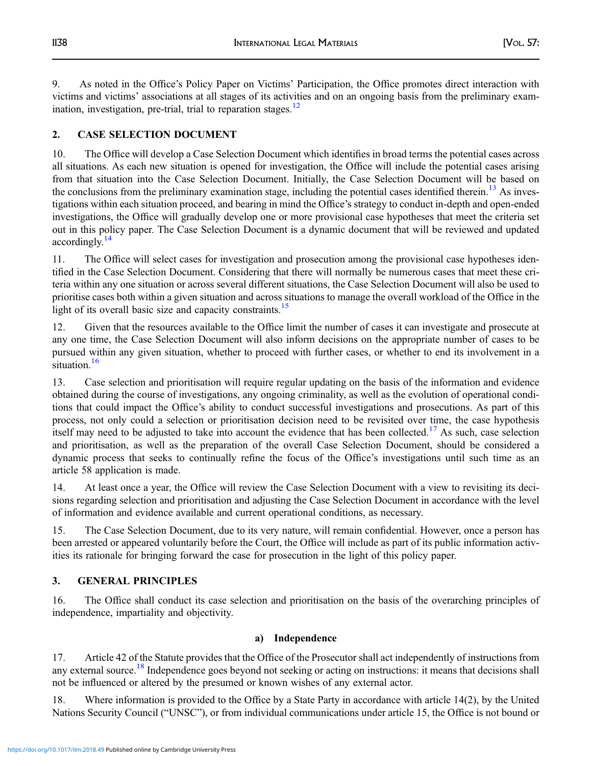9. As noted in the Office's Policy Paper on Victims' Participation, the Office promotes direct interaction with victims and victims' associations at all stages of its activities and on an ongoing basis from the preliminary examination, investigation, pre-trial, trial to reparation stages.[12]

## 2. CASE SELECTION DOCUMENT

10. The Office will develop a Case Selection Document which identifies in broad terms the potential cases across all situations. As each new situation is opened for investigation, the Office will include the potential cases arising from that situation into the Case Selection Document. Initially, the Case Selection Document will be based on the conclusions from the preliminary examination stage, including the potential cases identified therein.[13] As investigations within each situation proceed, and bearing in mind the Office's strategy to conduct in-depth and open-ended investigations, the Office will gradually develop one or more provisional case hypotheses that meet the criteria set out in this policy paper. The Case Selection Document is a dynamic document that will be reviewed and updated accordingly.[14]

11. The Office will select cases for investigation and prosecution among the provisional case hypotheses identified in the Case Selection Document. Considering that there will normally be numerous cases that meet these criteria within any one situation or across several different situations, the Case Selection Document will also be used to prioritise cases both within a given situation and across situations to manage the overall workload of the Office in the light of its overall basic size and capacity constraints.[15]

12. Given that the resources available to the Office limit the number of cases it can investigate and prosecute at any one time, the Case Selection Document will also inform decisions on the appropriate number of cases to be pursued within any given situation, whether to proceed with further cases, or whether to end its involvement in a situation.[16]

13. Case selection and prioritisation will require regular updating on the basis of the information and evidence obtained during the course of investigations, any ongoing criminality, as well as the evolution of operational conditions that could impact the Office's ability to conduct successful investigations and prosecutions. As part of this process, not only could a selection or prioritisation decision need to be revisited over time, the case hypothesis itself may need to be adjusted to take into account the evidence that has been collected.[17] As such, case selection and prioritisation, as well as the preparation of the overall Case Selection Document, should be considered a dynamic process that seeks to continually refine the focus of the Office's investigations until such time as an article 58 application is made.

14. At least once a year, the Office will review the Case Selection Document with a view to revisiting its decisions regarding selection and prioritisation and adjusting the Case Selection Document in accordance with the level of information and evidence available and current operational conditions, as necessary.

15. The Case Selection Document, due to its very nature, will remain confidential. However, once a person has been arrested or appeared voluntarily before the Court, the Office will include as part of its public information activities its rationale for bringing forward the case for prosecution in the light of this policy paper.

## 3. GENERAL PRINCIPLES

16. The Office shall conduct its case selection and prioritisation on the basis of the overarching principles of independence, impartiality and objectivity.

### a) Independence

17. Article 42 of the Statute provides that the Office of the Prosecutor shall act independently of instructions from any external source.[18] Independence goes beyond not seeking or acting on instructions: it means that decisions shall not be influenced or altered by the presumed or known wishes of any external actor.

18. Where information is provided to the Office by a State Party in accordance with article 14(2), by the United Nations Security Council ("UNSC"), or from individual communications under article 15, the Office is not bound or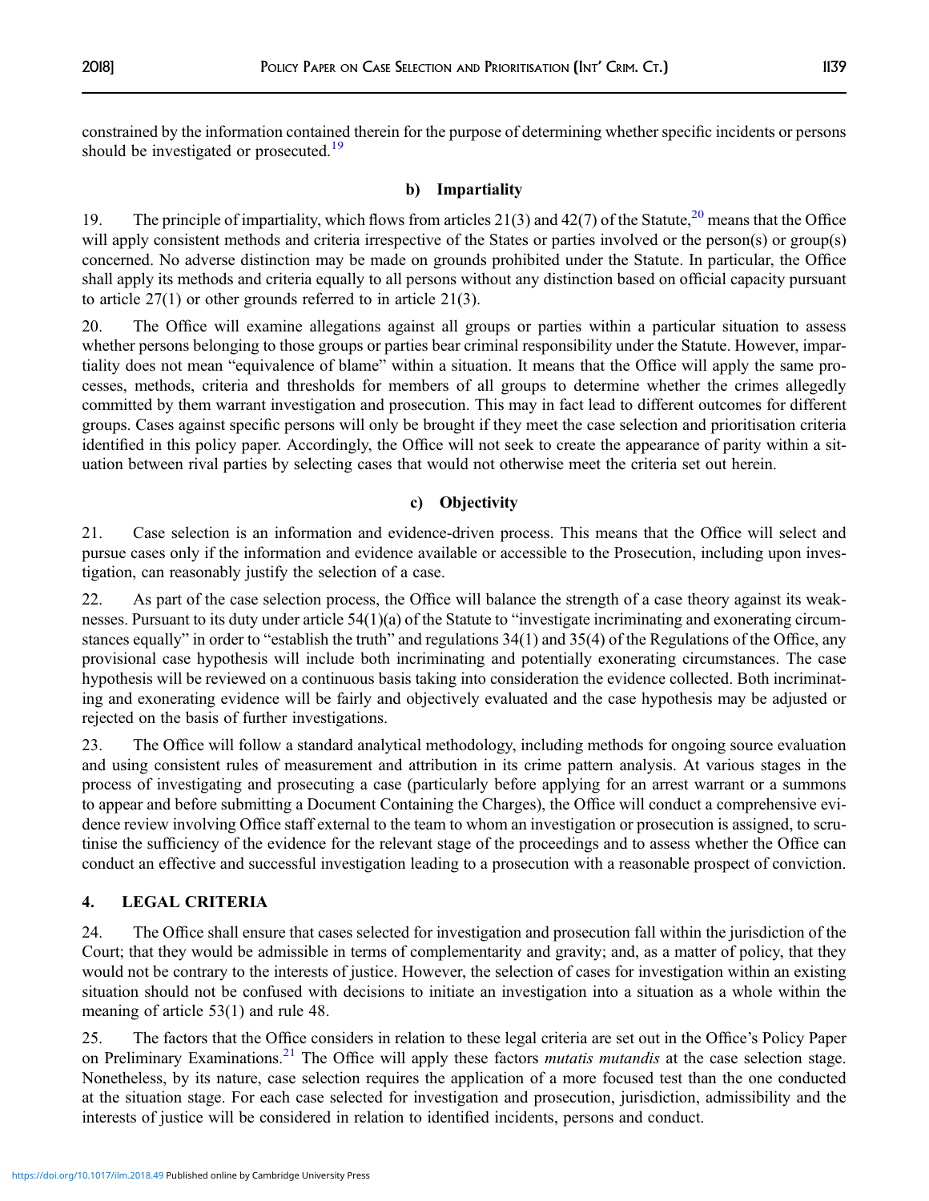constrained by the information contained therein for the purpose of determining whether specific incidents or persons should be investigated or prosecuted.[19]

### b) Impartiality

19. The principle of impartiality, which flows from articles 21(3) and 42(7) of the Statute,[20] means that the Office will apply consistent methods and criteria irrespective of the States or parties involved or the person(s) or group(s) concerned. No adverse distinction may be made on grounds prohibited under the Statute. In particular, the Office shall apply its methods and criteria equally to all persons without any distinction based on official capacity pursuant to article 27(1) or other grounds referred to in article 21(3).

20. The Office will examine allegations against all groups or parties within a particular situation to assess whether persons belonging to those groups or parties bear criminal responsibility under the Statute. However, impartiality does not mean "equivalence of blame" within a situation. It means that the Office will apply the same processes, methods, criteria and thresholds for members of all groups to determine whether the crimes allegedly committed by them warrant investigation and prosecution. This may in fact lead to different outcomes for different groups. Cases against specific persons will only be brought if they meet the case selection and prioritisation criteria identified in this policy paper. Accordingly, the Office will not seek to create the appearance of parity within a situation between rival parties by selecting cases that would not otherwise meet the criteria set out herein.

### c) Objectivity

21. Case selection is an information and evidence-driven process. This means that the Office will select and pursue cases only if the information and evidence available or accessible to the Prosecution, including upon investigation, can reasonably justify the selection of a case.

22. As part of the case selection process, the Office will balance the strength of a case theory against its weaknesses. Pursuant to its duty under article 54(1)(a) of the Statute to "investigate incriminating and exonerating circumstances equally" in order to "establish the truth" and regulations 34(1) and 35(4) of the Regulations of the Office, any provisional case hypothesis will include both incriminating and potentially exonerating circumstances. The case hypothesis will be reviewed on a continuous basis taking into consideration the evidence collected. Both incriminating and exonerating evidence will be fairly and objectively evaluated and the case hypothesis may be adjusted or rejected on the basis of further investigations.

23. The Office will follow a standard analytical methodology, including methods for ongoing source evaluation and using consistent rules of measurement and attribution in its crime pattern analysis. At various stages in the process of investigating and prosecuting a case (particularly before applying for an arrest warrant or a summons to appear and before submitting a Document Containing the Charges), the Office will conduct a comprehensive evidence review involving Office staff external to the team to whom an investigation or prosecution is assigned, to scrutinise the sufficiency of the evidence for the relevant stage of the proceedings and to assess whether the Office can conduct an effective and successful investigation leading to a prosecution with a reasonable prospect of conviction.

## 4. LEGAL CRITERIA

24. The Office shall ensure that cases selected for investigation and prosecution fall within the jurisdiction of the Court; that they would be admissible in terms of complementarity and gravity; and, as a matter of policy, that they would not be contrary to the interests of justice. However, the selection of cases for investigation within an existing situation should not be confused with decisions to initiate an investigation into a situation as a whole within the meaning of article 53(1) and rule 48.

25. The factors that the Office considers in relation to these legal criteria are set out in the Office's Policy Paper on Preliminary Examinations.[21] The Office will apply these factors *mutatis mutandis* at the case selection stage. Nonetheless, by its nature, case selection requires the application of a more focused test than the one conducted at the situation stage. For each case selected for investigation and prosecution, jurisdiction, admissibility and the interests of justice will be considered in relation to identified incidents, persons and conduct.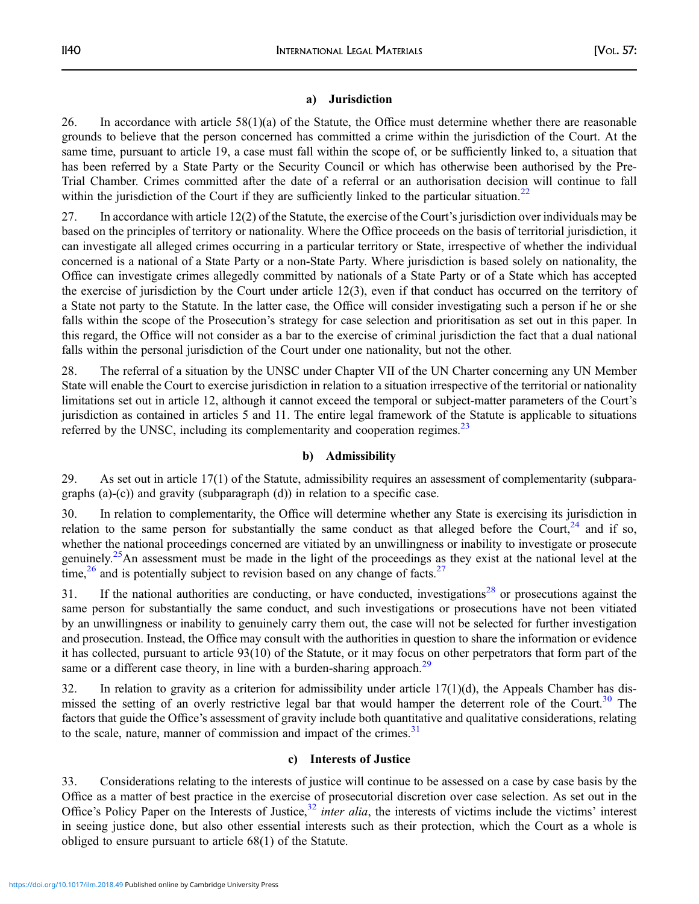### a) Jurisdiction

26. In accordance with article 58(1)(a) of the Statute, the Office must determine whether there are reasonable grounds to believe that the person concerned has committed a crime within the jurisdiction of the Court. At the same time, pursuant to article 19, a case must fall within the scope of, or be sufficiently linked to, a situation that has been referred by a State Party or the Security Council or which has otherwise been authorised by the Pre-Trial Chamber. Crimes committed after the date of a referral or an authorisation decision will continue to fall within the jurisdiction of the Court if they are sufficiently linked to the particular situation.[22]

27. In accordance with article 12(2) of the Statute, the exercise of the Court's jurisdiction over individuals may be based on the principles of territory or nationality. Where the Office proceeds on the basis of territorial jurisdiction, it can investigate all alleged crimes occurring in a particular territory or State, irrespective of whether the individual concerned is a national of a State Party or a non-State Party. Where jurisdiction is based solely on nationality, the Office can investigate crimes allegedly committed by nationals of a State Party or of a State which has accepted the exercise of jurisdiction by the Court under article 12(3), even if that conduct has occurred on the territory of a State not party to the Statute. In the latter case, the Office will consider investigating such a person if he or she falls within the scope of the Prosecution's strategy for case selection and prioritisation as set out in this paper. In this regard, the Office will not consider as a bar to the exercise of criminal jurisdiction the fact that a dual national falls within the personal jurisdiction of the Court under one nationality, but not the other.

28. The referral of a situation by the UNSC under Chapter VII of the UN Charter concerning any UN Member State will enable the Court to exercise jurisdiction in relation to a situation irrespective of the territorial or nationality limitations set out in article 12, although it cannot exceed the temporal or subject-matter parameters of the Court's jurisdiction as contained in articles 5 and 11. The entire legal framework of the Statute is applicable to situations referred by the UNSC, including its complementarity and cooperation regimes.[23]

### b) Admissibility

29. As set out in article 17(1) of the Statute, admissibility requires an assessment of complementarity (subparagraphs (a)-(c)) and gravity (subparagraph (d)) in relation to a specific case.

30. In relation to complementarity, the Office will determine whether any State is exercising its jurisdiction in relation to the same person for substantially the same conduct as that alleged before the Court,[24] and if so, whether the national proceedings concerned are vitiated by an unwillingness or inability to investigate or prosecute genuinely.[25] An assessment must be made in the light of the proceedings as they exist at the national level at the time,[26] and is potentially subject to revision based on any change of facts.[27]

31. If the national authorities are conducting, or have conducted, investigations[28] or prosecutions against the same person for substantially the same conduct, and such investigations or prosecutions have not been vitiated by an unwillingness or inability to genuinely carry them out, the case will not be selected for further investigation and prosecution. Instead, the Office may consult with the authorities in question to share the information or evidence it has collected, pursuant to article 93(10) of the Statute, or it may focus on other perpetrators that form part of the same or a different case theory, in line with a burden-sharing approach.[29]

32. In relation to gravity as a criterion for admissibility under article 17(1)(d), the Appeals Chamber has dismissed the setting of an overly restrictive legal bar that would hamper the deterrent role of the Court.[30] The factors that guide the Office's assessment of gravity include both quantitative and qualitative considerations, relating to the scale, nature, manner of commission and impact of the crimes.[31]

### c) Interests of Justice

33. Considerations relating to the interests of justice will continue to be assessed on a case by case basis by the Office as a matter of best practice in the exercise of prosecutorial discretion over case selection. As set out in the Office's Policy Paper on the Interests of Justice,[32] *inter alia*, the interests of victims include the victims' interest in seeing justice done, but also other essential interests such as their protection, which the Court as a whole is obliged to ensure pursuant to article 68(1) of the Statute.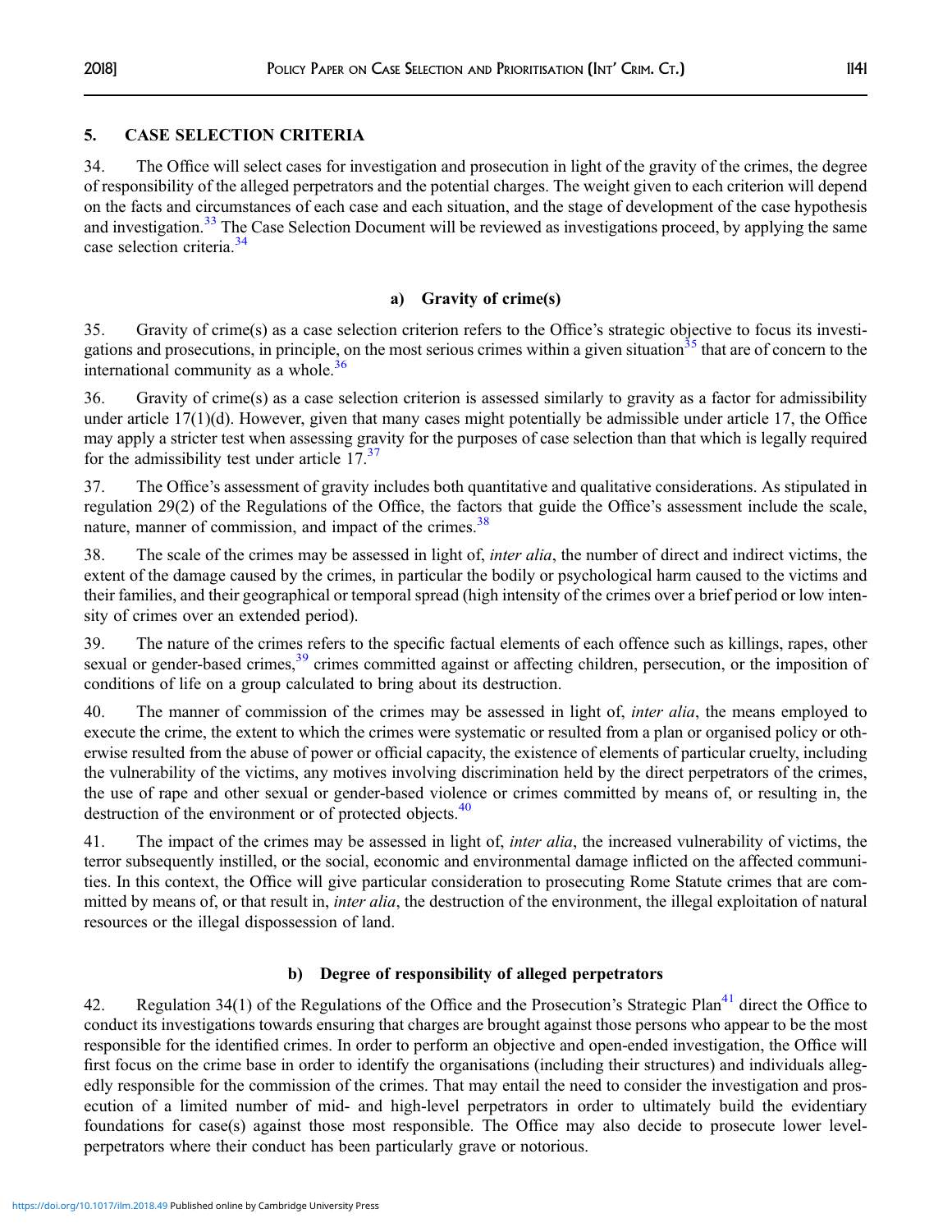## 5. CASE SELECTION CRITERIA

34. The Office will select cases for investigation and prosecution in light of the gravity of the crimes, the degree of responsibility of the alleged perpetrators and the potential charges. The weight given to each criterion will depend on the facts and circumstances of each case and each situation, and the stage of development of the case hypothesis and investigation.[33] The Case Selection Document will be reviewed as investigations proceed, by applying the same case selection criteria.[34]

### a) Gravity of crime(s)

35. Gravity of crime(s) as a case selection criterion refers to the Office's strategic objective to focus its investigations and prosecutions, in principle, on the most serious crimes within a given situation[35] that are of concern to the international community as a whole.[36]

36. Gravity of crime(s) as a case selection criterion is assessed similarly to gravity as a factor for admissibility under article 17(1)(d). However, given that many cases might potentially be admissible under article 17, the Office may apply a stricter test when assessing gravity for the purposes of case selection than that which is legally required for the admissibility test under article 17.[37]

37. The Office's assessment of gravity includes both quantitative and qualitative considerations. As stipulated in regulation 29(2) of the Regulations of the Office, the factors that guide the Office's assessment include the scale, nature, manner of commission, and impact of the crimes.[38]

38. The scale of the crimes may be assessed in light of, *inter alia*, the number of direct and indirect victims, the extent of the damage caused by the crimes, in particular the bodily or psychological harm caused to the victims and their families, and their geographical or temporal spread (high intensity of the crimes over a brief period or low intensity of crimes over an extended period).

39. The nature of the crimes refers to the specific factual elements of each offence such as killings, rapes, other sexual or gender-based crimes,[39] crimes committed against or affecting children, persecution, or the imposition of conditions of life on a group calculated to bring about its destruction.

40. The manner of commission of the crimes may be assessed in light of, *inter alia*, the means employed to execute the crime, the extent to which the crimes were systematic or resulted from a plan or organised policy or otherwise resulted from the abuse of power or official capacity, the existence of elements of particular cruelty, including the vulnerability of the victims, any motives involving discrimination held by the direct perpetrators of the crimes, the use of rape and other sexual or gender-based violence or crimes committed by means of, or resulting in, the destruction of the environment or of protected objects.[40]

41. The impact of the crimes may be assessed in light of, *inter alia*, the increased vulnerability of victims, the terror subsequently instilled, or the social, economic and environmental damage inflicted on the affected communities. In this context, the Office will give particular consideration to prosecuting Rome Statute crimes that are committed by means of, or that result in, *inter alia*, the destruction of the environment, the illegal exploitation of natural resources or the illegal dispossession of land.

### b) Degree of responsibility of alleged perpetrators

42. Regulation 34(1) of the Regulations of the Office and the Prosecution's Strategic Plan[41] direct the Office to conduct its investigations towards ensuring that charges are brought against those persons who appear to be the most responsible for the identified crimes. In order to perform an objective and open-ended investigation, the Office will first focus on the crime base in order to identify the organisations (including their structures) and individuals allegedly responsible for the commission of the crimes. That may entail the need to consider the investigation and prosecution of a limited number of mid- and high-level perpetrators in order to ultimately build the evidentiary foundations for case(s) against those most responsible. The Office may also decide to prosecute lower level-perpetrators where their conduct has been particularly grave or notorious.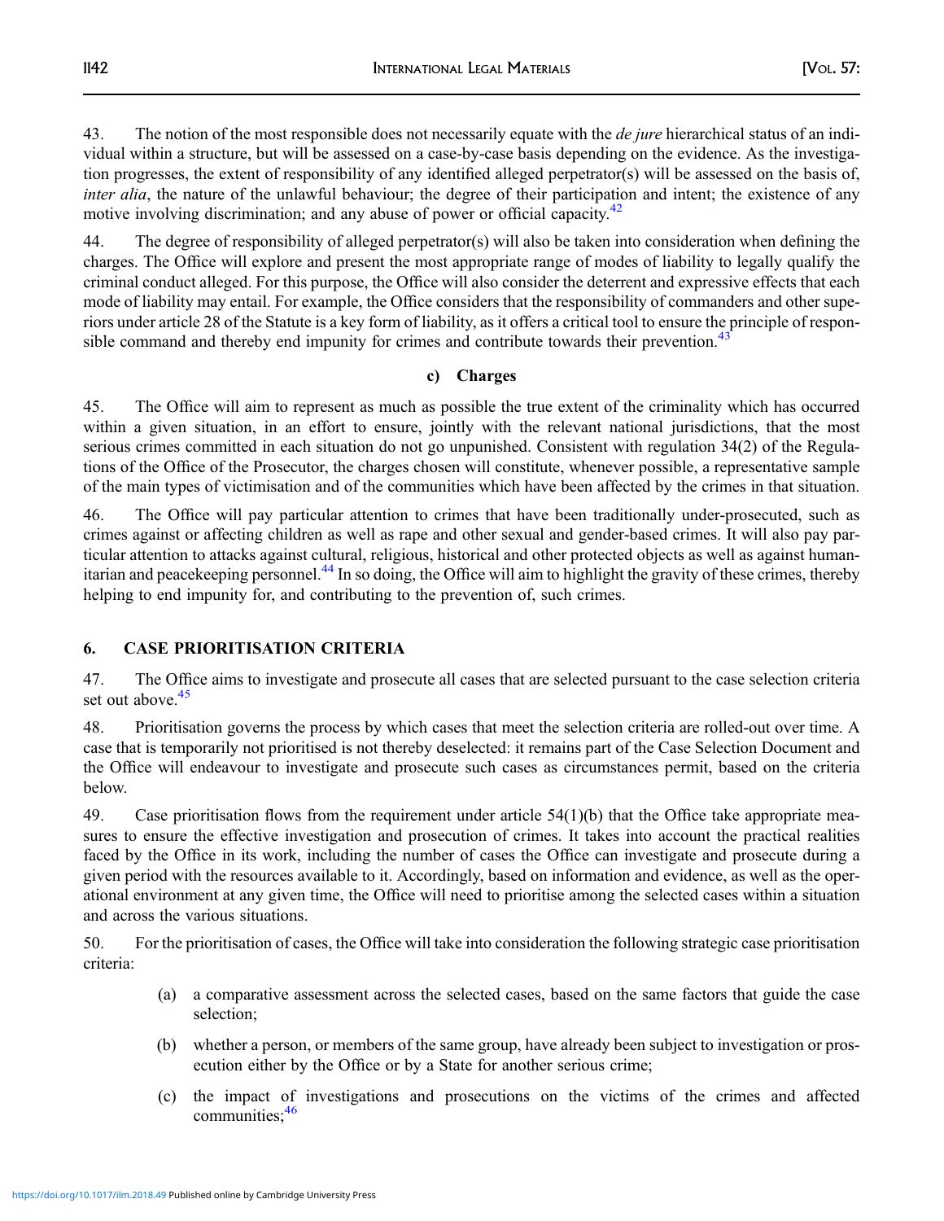43. The notion of the most responsible does not necessarily equate with the *de jure* hierarchical status of an individual within a structure, but will be assessed on a case-by-case basis depending on the evidence. As the investigation progresses, the extent of responsibility of any identified alleged perpetrator(s) will be assessed on the basis of, *inter alia*, the nature of the unlawful behaviour; the degree of their participation and intent; the existence of any motive involving discrimination; and any abuse of power or official capacity.[42]

44. The degree of responsibility of alleged perpetrator(s) will also be taken into consideration when defining the charges. The Office will explore and present the most appropriate range of modes of liability to legally qualify the criminal conduct alleged. For this purpose, the Office will also consider the deterrent and expressive effects that each mode of liability may entail. For example, the Office considers that the responsibility of commanders and other superiors under article 28 of the Statute is a key form of liability, as it offers a critical tool to ensure the principle of responsible command and thereby end impunity for crimes and contribute towards their prevention.[43]

### c) Charges

45. The Office will aim to represent as much as possible the true extent of the criminality which has occurred within a given situation, in an effort to ensure, jointly with the relevant national jurisdictions, that the most serious crimes committed in each situation do not go unpunished. Consistent with regulation 34(2) of the Regulations of the Office of the Prosecutor, the charges chosen will constitute, whenever possible, a representative sample of the main types of victimisation and of the communities which have been affected by the crimes in that situation.

46. The Office will pay particular attention to crimes that have been traditionally under-prosecuted, such as crimes against or affecting children as well as rape and other sexual and gender-based crimes. It will also pay particular attention to attacks against cultural, religious, historical and other protected objects as well as against humanitarian and peacekeeping personnel.[44] In so doing, the Office will aim to highlight the gravity of these crimes, thereby helping to end impunity for, and contributing to the prevention of, such crimes.

## 6. CASE PRIORITISATION CRITERIA

47. The Office aims to investigate and prosecute all cases that are selected pursuant to the case selection criteria set out above.[45]

48. Prioritisation governs the process by which cases that meet the selection criteria are rolled-out over time. A case that is temporarily not prioritised is not thereby deselected: it remains part of the Case Selection Document and the Office will endeavour to investigate and prosecute such cases as circumstances permit, based on the criteria below.

49. Case prioritisation flows from the requirement under article 54(1)(b) that the Office take appropriate measures to ensure the effective investigation and prosecution of crimes. It takes into account the practical realities faced by the Office in its work, including the number of cases the Office can investigate and prosecute during a given period with the resources available to it. Accordingly, based on information and evidence, as well as the operational environment at any given time, the Office will need to prioritise among the selected cases within a situation and across the various situations.

50. For the prioritisation of cases, the Office will take into consideration the following strategic case prioritisation criteria:

(a) a comparative assessment across the selected cases, based on the same factors that guide the case selection;

(b) whether a person, or members of the same group, have already been subject to investigation or prosecution either by the Office or by a State for another serious crime;

(c) the impact of investigations and prosecutions on the victims of the crimes and affected communities;[46]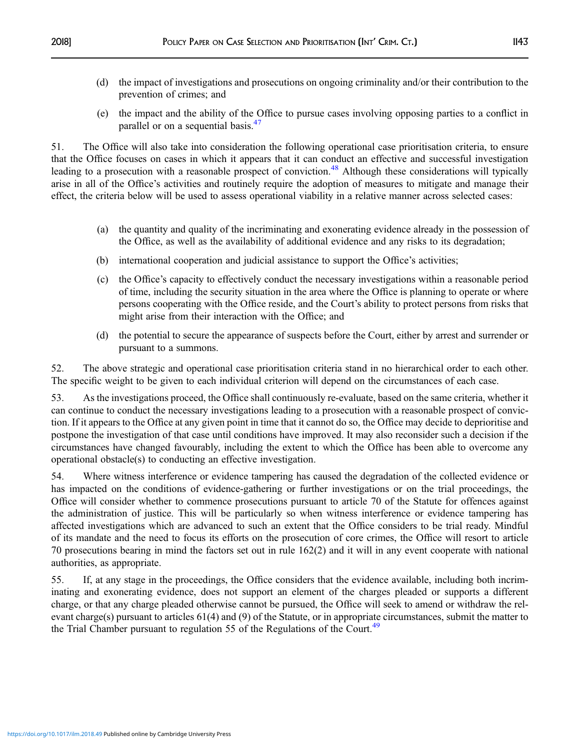(d) the impact of investigations and prosecutions on ongoing criminality and/or their contribution to the prevention of crimes; and

(e) the impact and the ability of the Office to pursue cases involving opposing parties to a conflict in parallel or on a sequential basis.[47]

51. The Office will also take into consideration the following operational case prioritisation criteria, to ensure that the Office focuses on cases in which it appears that it can conduct an effective and successful investigation leading to a prosecution with a reasonable prospect of conviction.[48] Although these considerations will typically arise in all of the Office's activities and routinely require the adoption of measures to mitigate and manage their effect, the criteria below will be used to assess operational viability in a relative manner across selected cases:

(a) the quantity and quality of the incriminating and exonerating evidence already in the possession of the Office, as well as the availability of additional evidence and any risks to its degradation;

(b) international cooperation and judicial assistance to support the Office's activities;

(c) the Office's capacity to effectively conduct the necessary investigations within a reasonable period of time, including the security situation in the area where the Office is planning to operate or where persons cooperating with the Office reside, and the Court's ability to protect persons from risks that might arise from their interaction with the Office; and

(d) the potential to secure the appearance of suspects before the Court, either by arrest and surrender or pursuant to a summons.

52. The above strategic and operational case prioritisation criteria stand in no hierarchical order to each other. The specific weight to be given to each individual criterion will depend on the circumstances of each case.

53. As the investigations proceed, the Office shall continuously re-evaluate, based on the same criteria, whether it can continue to conduct the necessary investigations leading to a prosecution with a reasonable prospect of conviction. If it appears to the Office at any given point in time that it cannot do so, the Office may decide to deprioritise and postpone the investigation of that case until conditions have improved. It may also reconsider such a decision if the circumstances have changed favourably, including the extent to which the Office has been able to overcome any operational obstacle(s) to conducting an effective investigation.

54. Where witness interference or evidence tampering has caused the degradation of the collected evidence or has impacted on the conditions of evidence-gathering or further investigations or on the trial proceedings, the Office will consider whether to commence prosecutions pursuant to article 70 of the Statute for offences against the administration of justice. This will be particularly so when witness interference or evidence tampering has affected investigations which are advanced to such an extent that the Office considers to be trial ready. Mindful of its mandate and the need to focus its efforts on the prosecution of core crimes, the Office will resort to article 70 prosecutions bearing in mind the factors set out in rule 162(2) and it will in any event cooperate with national authorities, as appropriate.

55. If, at any stage in the proceedings, the Office considers that the evidence available, including both incriminating and exonerating evidence, does not support an element of the charges pleaded or supports a different charge, or that any charge pleaded otherwise cannot be pursued, the Office will seek to amend or withdraw the relevant charge(s) pursuant to articles 61(4) and (9) of the Statute, or in appropriate circumstances, submit the matter to the Trial Chamber pursuant to regulation 55 of the Regulations of the Court.[49]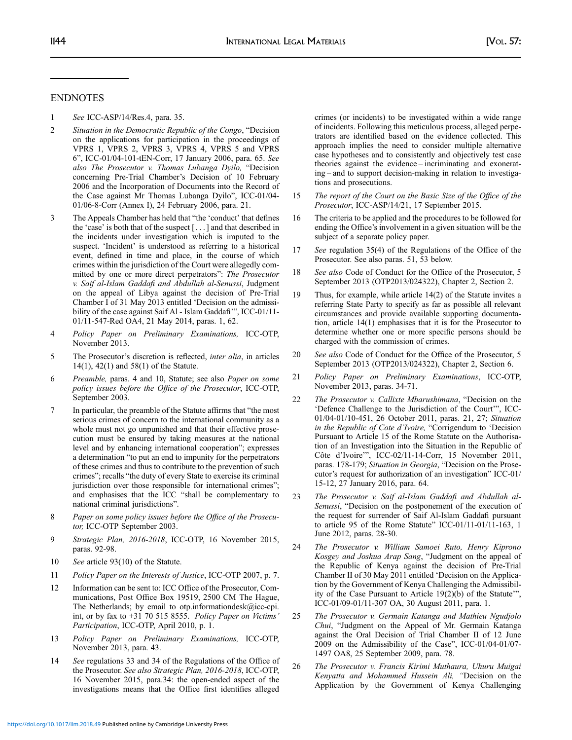## ENDNOTES

1 *See* ICC-ASP/14/Res.4, para. 35.

2 *Situation in the Democratic Republic of the Congo*, "Decision on the applications for participation in the proceedings of VPRS 1, VPRS 2, VPRS 3, VPRS 4, VPRS 5 and VPRS 6", ICC-01/04-101-tEN-Corr, 17 January 2006, para. 65. *See also The Prosecutor v. Thomas Lubanga Dyilo,* "Decision concerning Pre-Trial Chamber's Decision of 10 February 2006 and the Incorporation of Documents into the Record of the Case against Mr Thomas Lubanga Dyilo", ICC-01/04-01/06-8-Corr (Annex I), 24 February 2006, para. 21.

3 The Appeals Chamber has held that "the 'conduct' that defines the 'case' is both that of the suspect [. . .] and that described in the incidents under investigation which is imputed to the suspect. 'Incident' is understood as referring to a historical event, defined in time and place, in the course of which crimes within the jurisdiction of the Court were allegedly committed by one or more direct perpetrators": *The Prosecutor v. Saif al-Islam Gaddafi and Abdullah al-Senussi*, Judgment on the appeal of Libya against the decision of Pre-Trial Chamber I of 31 May 2013 entitled 'Decision on the admissibility of the case against Saif Al - Islam Gaddafi'", ICC-01/11-01/11-547-Red OA4, 21 May 2014, paras. 1, 62.

4 *Policy Paper on Preliminary Examinations,* ICC-OTP, November 2013.

5 The Prosecutor's discretion is reflected, *inter alia*, in articles 14(1), 42(1) and 58(1) of the Statute.

6 *Preamble,* paras. 4 and 10, Statute; see also *Paper on some policy issues before the Office of the Prosecutor*, ICC-OTP, September 2003.

7 In particular, the preamble of the Statute affirms that "the most serious crimes of concern to the international community as a whole must not go unpunished and that their effective prosecution must be ensured by taking measures at the national level and by enhancing international cooperation"; expresses a determination "to put an end to impunity for the perpetrators of these crimes and thus to contribute to the prevention of such crimes"; recalls "the duty of every State to exercise its criminal jurisdiction over those responsible for international crimes"; and emphasises that the ICC "shall be complementary to national criminal jurisdictions".

8 *Paper on some policy issues before the Office of the Prosecutor,* ICC-OTP September 2003.

9 *Strategic Plan, 2016-2018*, ICC-OTP, 16 November 2015, paras. 92-98.

10 *See* article 93(10) of the Statute.

11 *Policy Paper on the Interests of Justice*, ICC-OTP 2007, p. 7.

12 Information can be sent to: ICC Office of the Prosecutor, Communications, Post Office Box 19519, 2500 CM The Hague, The Netherlands; by email to otp.informationdesk@icc-cpi.int, or by fax to +31 70 515 8555. *Policy Paper on Victims' Participation*, ICC-OTP, April 2010, p. 1.

13 *Policy Paper on Preliminary Examinations,* ICC-OTP, November 2013, para. 43.

14 *See* regulations 33 and 34 of the Regulations of the Office of the Prosecutor. *See also Strategic Plan, 2016-2018*, ICC-OTP, 16 November 2015, para.34: the open-ended aspect of the investigations means that the Office first identifies alleged crimes (or incidents) to be investigated within a wide range of incidents. Following this meticulous process, alleged perpetrators are identified based on the evidence collected. This approach implies the need to consider multiple alternative case hypotheses and to consistently and objectively test case theories against the evidence – incriminating and exonerating – and to support decision-making in relation to investigations and prosecutions.

15 *The report of the Court on the Basic Size of the Office of the Prosecutor*, ICC-ASP/14/21, 17 September 2015.

16 The criteria to be applied and the procedures to be followed for ending the Office's involvement in a given situation will be the subject of a separate policy paper.

17 *See* regulation 35(4) of the Regulations of the Office of the Prosecutor. See also paras. 51, 53 below.

18 *See also* Code of Conduct for the Office of the Prosecutor, 5 September 2013 (OTP2013/024322), Chapter 2, Section 2.

19 Thus, for example, while article 14(2) of the Statute invites a referring State Party to specify as far as possible all relevant circumstances and provide available supporting documentation, article 14(1) emphasises that it is for the Prosecutor to determine whether one or more specific persons should be charged with the commission of crimes.

20 *See also* Code of Conduct for the Office of the Prosecutor, 5 September 2013 (OTP2013/024322), Chapter 2, Section 6.

21 *Policy Paper on Preliminary Examinations*, ICC-OTP, November 2013, paras. 34-71.

22 *The Prosecutor v. Callixte Mbarushimana*, "Decision on the 'Defence Challenge to the Jurisdiction of the Court'", ICC-01/04-01/10-451, 26 October 2011, paras. 21, 27; *Situation in the Republic of Cote d'Ivoire,* "Corrigendum to 'Decision Pursuant to Article 15 of the Rome Statute on the Authorisation of an Investigation into the Situation in the Republic of Côte d'Ivoire'", ICC-02/11-14-Corr, 15 November 2011, paras. 178-179; *Situation in Georgia*, "Decision on the Prosecutor's request for authorization of an investigation" ICC-01/15-12, 27 January 2016, para. 64.

23 *The Prosecutor v. Saif al-Islam Gaddafi and Abdullah al-Senussi*, "Decision on the postponement of the execution of the request for surrender of Saif Al-Islam Gaddafi pursuant to article 95 of the Rome Statute" ICC-01/11-01/11-163, 1 June 2012, paras. 28-30.

24 *The Prosecutor v. William Samoei Ruto, Henry Kiprono Kosgey and Joshua Arap Sang*, "Judgment on the appeal of the Republic of Kenya against the decision of Pre-Trial Chamber II of 30 May 2011 entitled 'Decision on the Application by the Government of Kenya Challenging the Admissibility of the Case Pursuant to Article 19(2)(b) of the Statute'", ICC-01/09-01/11-307 OA, 30 August 2011, para. 1.

25 *The Prosecutor v. Germain Katanga and Mathieu Ngudjolo Chui*, "Judgment on the Appeal of Mr. Germain Katanga against the Oral Decision of Trial Chamber II of 12 June 2009 on the Admissibility of the Case", ICC-01/04-01/07-1497 OA8, 25 September 2009, para. 78.

26 *The Prosecutor v. Francis Kirimi Muthaura, Uhuru Muigai Kenyatta and Mohammed Hussein Ali,* "Decision on the Application by the Government of Kenya Challenging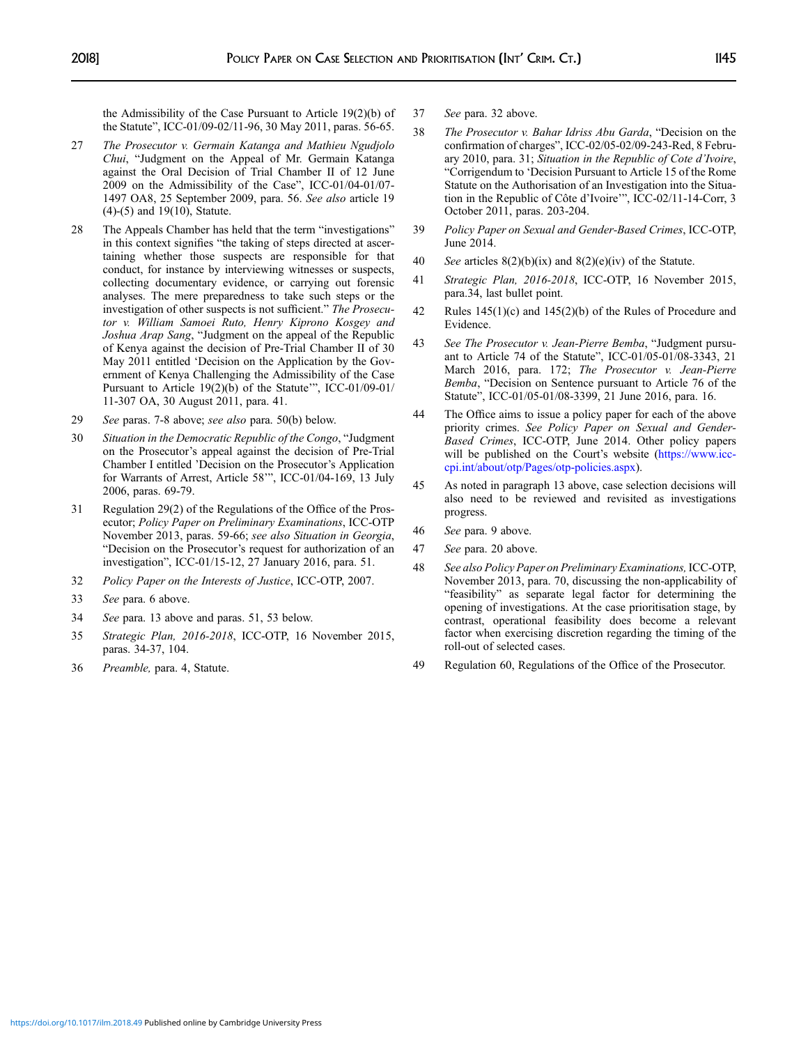the Admissibility of the Case Pursuant to Article 19(2)(b) of the Statute", ICC-01/09-02/11-96, 30 May 2011, paras. 56-65.

27 *The Prosecutor v. Germain Katanga and Mathieu Ngudjolo Chui*, "Judgment on the Appeal of Mr. Germain Katanga against the Oral Decision of Trial Chamber II of 12 June 2009 on the Admissibility of the Case", ICC-01/04-01/07-1497 OA8, 25 September 2009, para. 56. *See also* article 19 (4)-(5) and 19(10), Statute.

28 The Appeals Chamber has held that the term "investigations" in this context signifies "the taking of steps directed at ascertaining whether those suspects are responsible for that conduct, for instance by interviewing witnesses or suspects, collecting documentary evidence, or carrying out forensic analyses. The mere preparedness to take such steps or the investigation of other suspects is not sufficient." *The Prosecutor v. William Samoei Ruto, Henry Kiprono Kosgey and Joshua Arap Sang*, "Judgment on the appeal of the Republic of Kenya against the decision of Pre-Trial Chamber II of 30 May 2011 entitled 'Decision on the Application by the Government of Kenya Challenging the Admissibility of the Case Pursuant to Article 19(2)(b) of the Statute'", ICC-01/09-01/11-307 OA, 30 August 2011, para. 41.

29 *See* paras. 7-8 above; *see also* para. 50(b) below.

30 *Situation in the Democratic Republic of the Congo*, "Judgment on the Prosecutor's appeal against the decision of Pre-Trial Chamber I entitled 'Decision on the Prosecutor's Application for Warrants of Arrest, Article 58'", ICC-01/04-169, 13 July 2006, paras. 69-79.

31 Regulation 29(2) of the Regulations of the Office of the Prosecutor; *Policy Paper on Preliminary Examinations*, ICC-OTP November 2013, paras. 59-66; *see also Situation in Georgia*, "Decision on the Prosecutor's request for authorization of an investigation", ICC-01/15-12, 27 January 2016, para. 51.

32 *Policy Paper on the Interests of Justice*, ICC-OTP, 2007.

33 *See* para. 6 above.

34 *See* para. 13 above and paras. 51, 53 below.

35 *Strategic Plan, 2016-2018*, ICC-OTP, 16 November 2015, paras. 34-37, 104.

36 *Preamble,* para. 4, Statute.

37 *See* para. 32 above.

38 *The Prosecutor v. Bahar Idriss Abu Garda*, "Decision on the confirmation of charges", ICC-02/05-02/09-243-Red, 8 February 2010, para. 31; *Situation in the Republic of Cote d'Ivoire*, "Corrigendum to 'Decision Pursuant to Article 15 of the Rome Statute on the Authorisation of an Investigation into the Situation in the Republic of Côte d'Ivoire'", ICC-02/11-14-Corr, 3 October 2011, paras. 203-204.

39 *Policy Paper on Sexual and Gender-Based Crimes*, ICC-OTP, June 2014.

40 *See* articles 8(2)(b)(ix) and 8(2)(e)(iv) of the Statute.

41 *Strategic Plan, 2016-2018*, ICC-OTP, 16 November 2015, para.34, last bullet point.

42 Rules 145(1)(c) and 145(2)(b) of the Rules of Procedure and Evidence.

43 *See The Prosecutor v. Jean-Pierre Bemba*, "Judgment pursuant to Article 74 of the Statute", ICC-01/05-01/08-3343, 21 March 2016, para. 172; *The Prosecutor v. Jean-Pierre Bemba*, "Decision on Sentence pursuant to Article 76 of the Statute", ICC-01/05-01/08-3399, 21 June 2016, para. 16.

44 The Office aims to issue a policy paper for each of the above priority crimes. *See Policy Paper on Sexual and Gender-Based Crimes*, ICC-OTP, June 2014. Other policy papers will be published on the Court's website (https://www.icc-cpi.int/about/otp/Pages/otp-policies.aspx).

45 As noted in paragraph 13 above, case selection decisions will also need to be reviewed and revisited as investigations progress.

46 *See* para. 9 above.

47 *See* para. 20 above.

48 *See also Policy Paper on Preliminary Examinations,* ICC-OTP, November 2013, para. 70, discussing the non-applicability of "feasibility" as separate legal factor for determining the opening of investigations. At the case prioritisation stage, by contrast, operational feasibility does become a relevant factor when exercising discretion regarding the timing of the roll-out of selected cases.

49 Regulation 60, Regulations of the Office of the Prosecutor.